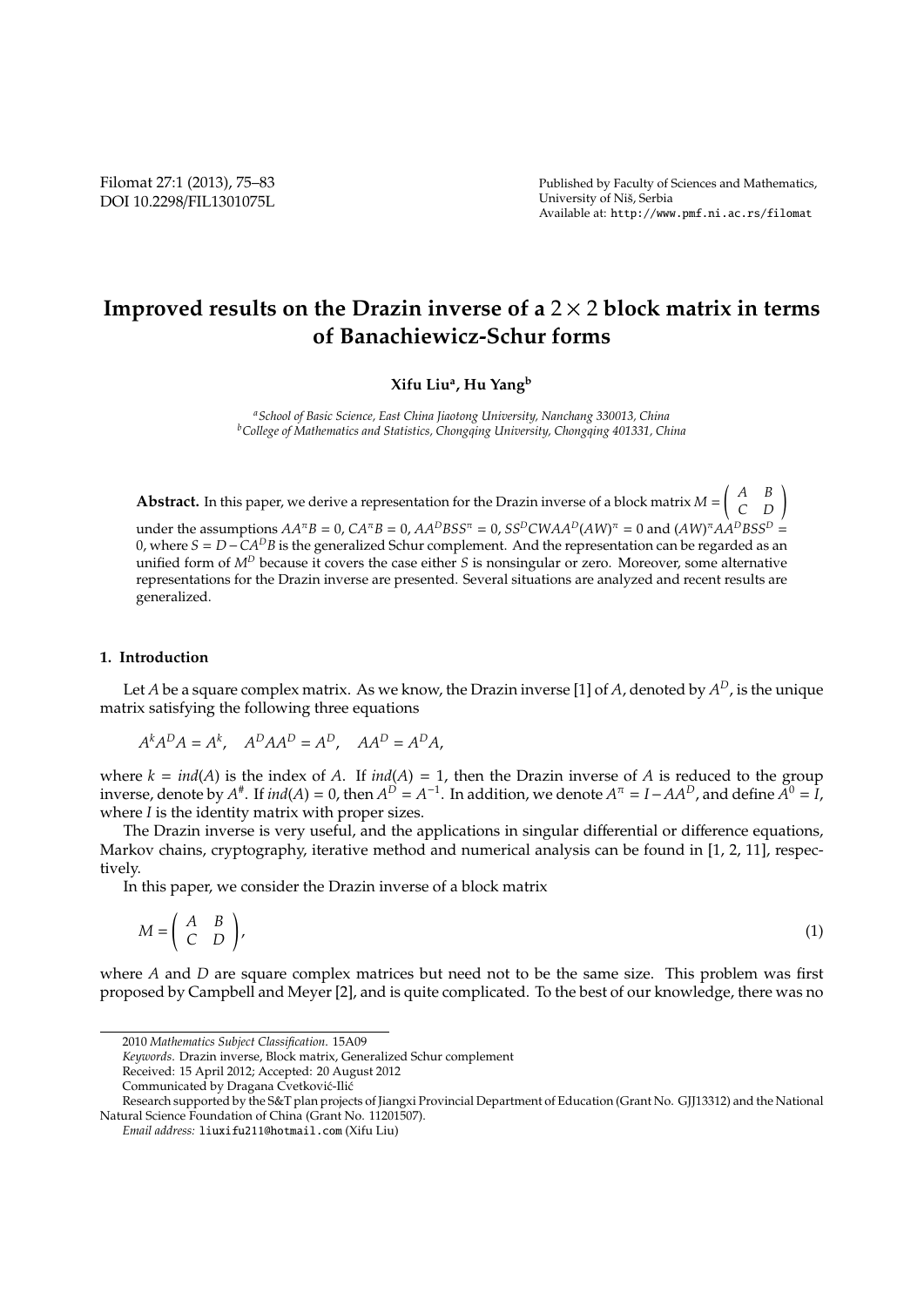# Improved results on the Drazin inverse of a $2 \times 2$ block matrix in terms of Banachiewicz-Schur forms

**Xifu Liu[a], Hu Yang[b]**

[a]*School of Basic Science, East China Jiaotong University, Nanchang 330013, China*
[b]*College of Mathematics and Statistics, Chongqing University, Chongqing 401331, China*

**Abstract.** In this paper, we derive a representation for the Drazin inverse of a block matrix $M = \begin{pmatrix} A & B \\ C & D \end{pmatrix}$ under the assumptions $AA^\pi B = 0$, $CA^\pi B = 0$, $AA^D BSS^\pi = 0$, $SS^D CWAA^D (AW)^\pi = 0$ and $(AW)^\pi AA^D BSS^D = 0$, where $S = D - CA^D B$ is the generalized Schur complement. And the representation can be regarded as an unified form of $M^D$ because it covers the case either $S$ is nonsingular or zero. Moreover, some alternative representations for the Drazin inverse are presented. Several situations are analyzed and recent results are generalized.

## 1. Introduction

Let $A$ be a square complex matrix. As we know, the Drazin inverse [1] of $A$, denoted by $A^D$, is the unique matrix satisfying the following three equations

$$A^k A^D A = A^k, \quad A^D A A^D = A^D, \quad AA^D = A^D A,$$

where $k = ind(A)$ is the index of $A$. If $ind(A) = 1$, then the Drazin inverse of $A$ is reduced to the group inverse, denote by $A^\#$. If $ind(A) = 0$, then $A^D = A^{-1}$. In addition, we denote $A^\pi = I - AA^D$, and define $A^0 = I$, where $I$ is the identity matrix with proper sizes.

The Drazin inverse is very useful, and the applications in singular differential or difference equations, Markov chains, cryptography, iterative method and numerical analysis can be found in [1, 2, 11], respectively.

In this paper, we consider the Drazin inverse of a block matrix

$$M = \begin{pmatrix} A & B \\ C & D \end{pmatrix}, \tag{1}$$

where $A$ and $D$ are square complex matrices but need not to be the same size. This problem was first proposed by Campbell and Meyer [2], and is quite complicated. To the best of our knowledge, there was no

---

2010 *Mathematics Subject Classification*. 15A09

*Keywords*. Drazin inverse, Block matrix, Generalized Schur complement

Received: 15 April 2012; Accepted: 20 August 2012

Communicated by Dragana Cvetković-Ilić

Research supported by the S&T plan projects of Jiangxi Provincial Department of Education (Grant No. GJJ13312) and the National Natural Science Foundation of China (Grant No. 11201507).

*Email address:* liuxifu211@hotmail.com (Xifu Liu)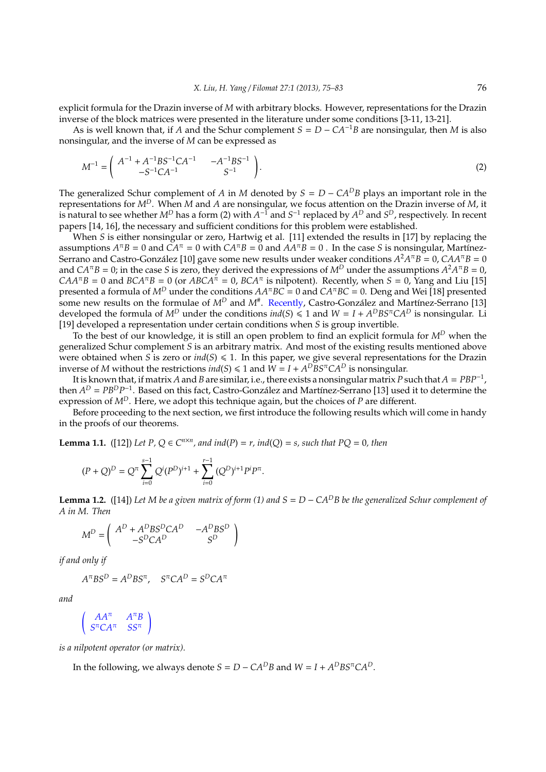explicit formula for the Drazin inverse of $M$ with arbitrary blocks. However, representations for the Drazin inverse of the block matrices were presented in the literature under some conditions [3-11, 13-21].

As is well known that, if $A$ and the Schur complement $S = D - CA^{-1}B$ are nonsingular, then $M$ is also nonsingular, and the inverse of $M$ can be expressed as

$$M^{-1} = \begin{pmatrix} A^{-1} + A^{-1}BS^{-1}CA^{-1} & -A^{-1}BS^{-1} \\ -S^{-1}CA^{-1} & S^{-1} \end{pmatrix}. \tag{2}$$

The generalized Schur complement of $A$ in $M$ denoted by $S = D - CA^DB$ plays an important role in the representations for $M^D$. When $M$ and $A$ are nonsingular, we focus attention on the Drazin inverse of $M$, it is natural to see whether $M^D$ has a form (2) with $A^{-1}$ and $S^{-1}$ replaced by $A^D$ and $S^D$, respectively. In recent papers [14, 16], the necessary and sufficient conditions for this problem were established.

When $S$ is either nonsingular or zero, Hartwig et al. [11] extended the results in [17] by replacing the assumptions $A^\pi B = 0$ and $CA^\pi = 0$ with $CA^\pi B = 0$ and $AA^\pi B = 0$ . In the case $S$ is nonsingular, Martínez-Serrano and Castro-González [10] gave some new results under weaker conditions $A^2A^\pi B = 0$, $CAA^\pi B = 0$ and $CA^\pi B = 0$; in the case $S$ is zero, they derived the expressions of $M^D$ under the assumptions $A^2A^\pi B = 0$, $CAA^\pi B = 0$ and $BCA^\pi B = 0$ (or $ABCA^\pi = 0$, $BCA^\pi$ is nilpotent). Recently, when $S = 0$, Yang and Liu [15] presented a formula of $M^D$ under the conditions $AA^\pi BC = 0$ and $CA^\pi BC = 0$. Deng and Wei [18] presented some new results on the formulae of $M^D$ and $M^\#$. Recently, Castro-González and Martínez-Serrano [13] developed the formula of $M^D$ under the conditions $ind(S) \leqslant 1$ and $W = I + A^DBS^\pi CA^D$ is nonsingular. Li [19] developed a representation under certain conditions when $S$ is group invertible.

To the best of our knowledge, it is still an open problem to find an explicit formula for $M^D$ when the generalized Schur complement $S$ is an arbitrary matrix. And most of the existing results mentioned above were obtained when $S$ is zero or $ind(S) \leqslant 1$. In this paper, we give several representations for the Drazin inverse of $M$ without the restrictions $ind(S) \leqslant 1$ and $W = I + A^DBS^\pi CA^D$ is nonsingular.

It is known that, if matrix $A$ and $B$ are similar, i.e., there exists a nonsingular matrix $P$ such that $A = PBP^{-1}$, then $A^D = PB^DP^{-1}$. Based on this fact, Castro-González and Martínez-Serrano [13] used it to determine the expression of $M^D$. Here, we adopt this technique again, but the choices of $P$ are different.

Before proceeding to the next section, we first introduce the following results which will come in handy in the proofs of our theorems.

**Lemma 1.1.** ([12]) *Let $P, Q \in C^{n\times n}$, and $ind(P) = r$, $ind(Q) = s$, such that $PQ = 0$, then*

$$(P+Q)^D = Q^\pi \sum_{i=0}^{s-1} Q^i (P^D)^{i+1} + \sum_{i=0}^{r-1} (Q^D)^{i+1} P^i P^\pi.$$

**Lemma 1.2.** ([14]) *Let $M$ be a given matrix of form (1) and $S = D - CA^DB$ be the generalized Schur complement of $A$ in $M$. Then*

$$M^D = \begin{pmatrix} A^D + A^DBS^DCA^D & -A^DBS^D \\ -S^DCA^D & S^D \end{pmatrix}$$

*if and only if*

$$A^\pi BS^D = A^DBS^\pi, \quad S^\pi CA^D = S^DCA^\pi$$

*and*

$$\begin{pmatrix} AA^\pi & A^\pi B \\ S^\pi CA^\pi & SS^\pi \end{pmatrix}$$

*is a nilpotent operator (or matrix).*

In the following, we always denote $S = D - CA^DB$ and $W = I + A^DBS^\pi CA^D$.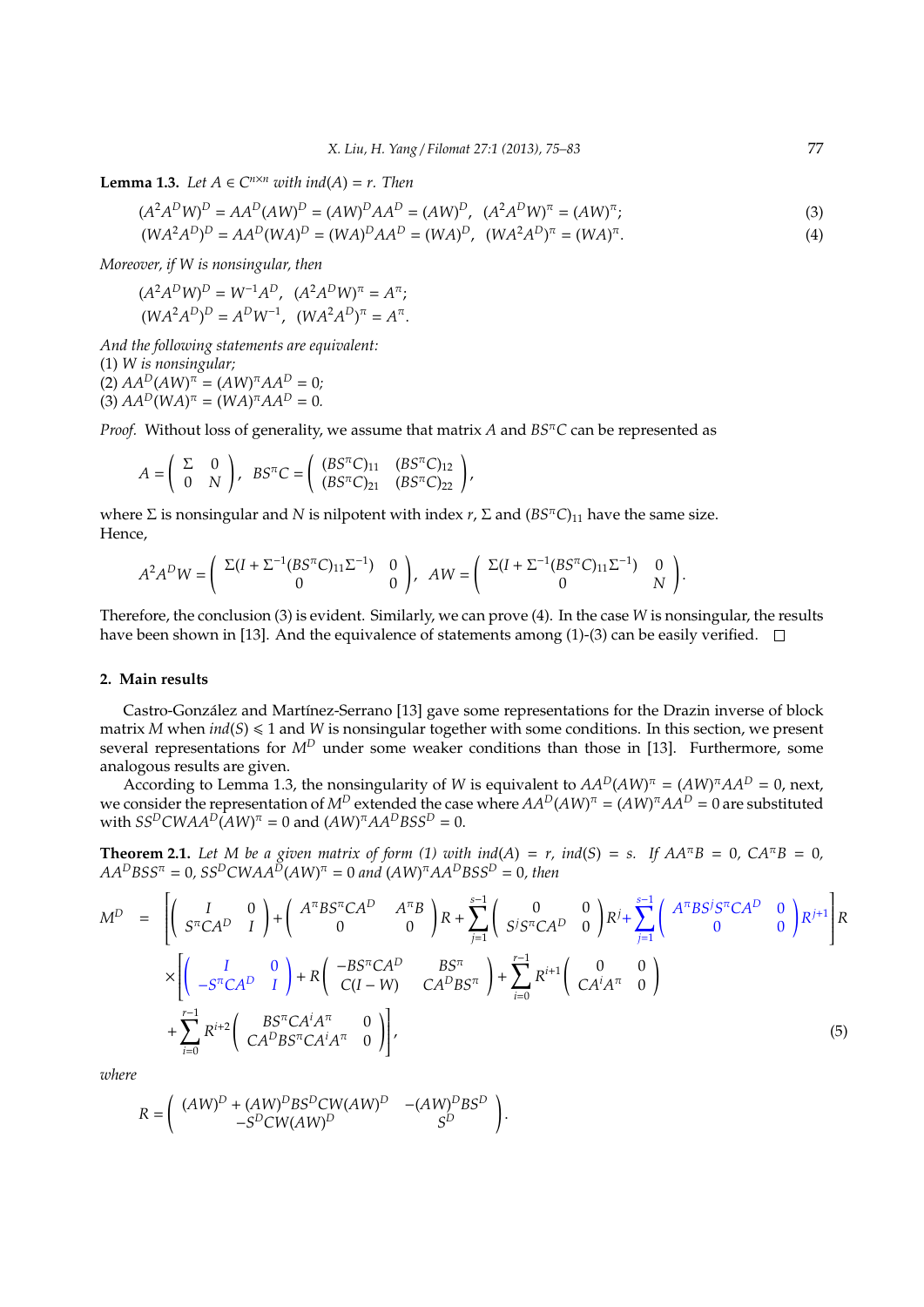**Lemma 1.3.** *Let $A \in C^{n\times n}$ with $ind(A) = r$. Then*

$$(A^2A^DW)^D = AA^D(AW)^D = (AW)^DAA^D = (AW)^D, \ \ (A^2A^DW)^\pi = (AW)^\pi; \tag{3}$$

$$(WA^2A^D)^D = AA^D(WA)^D = (WA)^DAA^D = (WA)^D, \ \ (WA^2A^D)^\pi = (WA)^\pi. \tag{4}$$

*Moreover, if $W$ is nonsingular, then*

$$(A^2A^DW)^D = W^{-1}A^D, \ \ (A^2A^DW)^\pi = A^\pi;$$
$$(WA^2A^D)^D = A^DW^{-1}, \ \ (WA^2A^D)^\pi = A^\pi.$$

*And the following statements are equivalent:*
(1) *$W$ is nonsingular;*
(2) *$AA^D(AW)^\pi = (AW)^\pi AA^D = 0$;*
(3) *$AA^D(WA)^\pi = (WA)^\pi AA^D = 0$.*

*Proof.* Without loss of generality, we assume that matrix $A$ and $BS^\pi C$ can be represented as

$$A = \begin{pmatrix} \Sigma & 0 \\ 0 & N \end{pmatrix}, \ \ BS^\pi C = \begin{pmatrix} (BS^\pi C)_{11} & (BS^\pi C)_{12} \\ (BS^\pi C)_{21} & (BS^\pi C)_{22} \end{pmatrix},$$

where $\Sigma$ is nonsingular and $N$ is nilpotent with index $r$, $\Sigma$ and $(BS^\pi C)_{11}$ have the same size.
Hence,

$$A^2A^DW = \begin{pmatrix} \Sigma(I+\Sigma^{-1}(BS^\pi C)_{11}\Sigma^{-1}) & 0 \\ 0 & 0 \end{pmatrix}, \ \ AW = \begin{pmatrix} \Sigma(I+\Sigma^{-1}(BS^\pi C)_{11}\Sigma^{-1}) & 0 \\ 0 & N \end{pmatrix}.$$

Therefore, the conclusion (3) is evident. Similarly, we can prove (4). In the case $W$ is nonsingular, the results have been shown in [13]. And the equivalence of statements among (1)-(3) can be easily verified. □

## 2. Main results

Castro-González and Martínez-Serrano [13] gave some representations for the Drazin inverse of block matrix $M$ when $ind(S) \leqslant 1$ and $W$ is nonsingular together with some conditions. In this section, we present several representations for $M^D$ under some weaker conditions than those in [13]. Furthermore, some analogous results are given.

According to Lemma 1.3, the nonsingularity of $W$ is equivalent to $AA^D(AW)^\pi = (AW)^\pi AA^D = 0$, next, we consider the representation of $M^D$ extended the case where $AA^D(AW)^\pi = (AW)^\pi AA^D = 0$ are substituted with $SS^DCWAA^D(AW)^\pi = 0$ and $(AW)^\pi AA^DBSS^D = 0$.

**Theorem 2.1.** *Let $M$ be a given matrix of form (1) with $ind(A) = r$, $ind(S) = s$. If $AA^\pi B = 0$, $CA^\pi B = 0$, $AA^DBSS^\pi = 0$, $SS^DCWAA^D(AW)^\pi = 0$ and $(AW)^\pi AA^DBSS^D = 0$, then*

$$\begin{aligned} M^D = & \left[\begin{pmatrix} I & 0 \\ S^\pi CA^D & I \end{pmatrix} + \begin{pmatrix} A^\pi BS^\pi CA^D & A^\pi B \\ 0 & 0 \end{pmatrix} R + \sum_{j=1}^{s-1}\begin{pmatrix} 0 & 0 \\ S^jS^\pi CA^D & 0 \end{pmatrix} R^j + \sum_{j=1}^{s-1}\begin{pmatrix} A^\pi BS^jS^\pi CA^D & 0 \\ 0 & 0 \end{pmatrix} R^{j+1}\right] R \\ & \times\left[\begin{pmatrix} I & 0 \\ -S^\pi CA^D & I \end{pmatrix} + R\begin{pmatrix} -BS^\pi CA^D & BS^\pi \\ C(I-W) & CA^DBS^\pi \end{pmatrix} + \sum_{i=0}^{r-1} R^{i+1}\begin{pmatrix} 0 & 0 \\ CA^iA^\pi & 0 \end{pmatrix}\right. \\ & \left. + \sum_{i=0}^{r-1} R^{i+2}\begin{pmatrix} BS^\pi CA^iA^\pi & 0 \\ CA^DBS^\pi CA^iA^\pi & 0 \end{pmatrix}\right], \end{aligned} \tag{5}$$

*where*

$$R = \begin{pmatrix} (AW)^D + (AW)^DBS^DCW(AW)^D & -(AW)^DBS^D \\ -S^DCW(AW)^D & S^D \end{pmatrix}.$$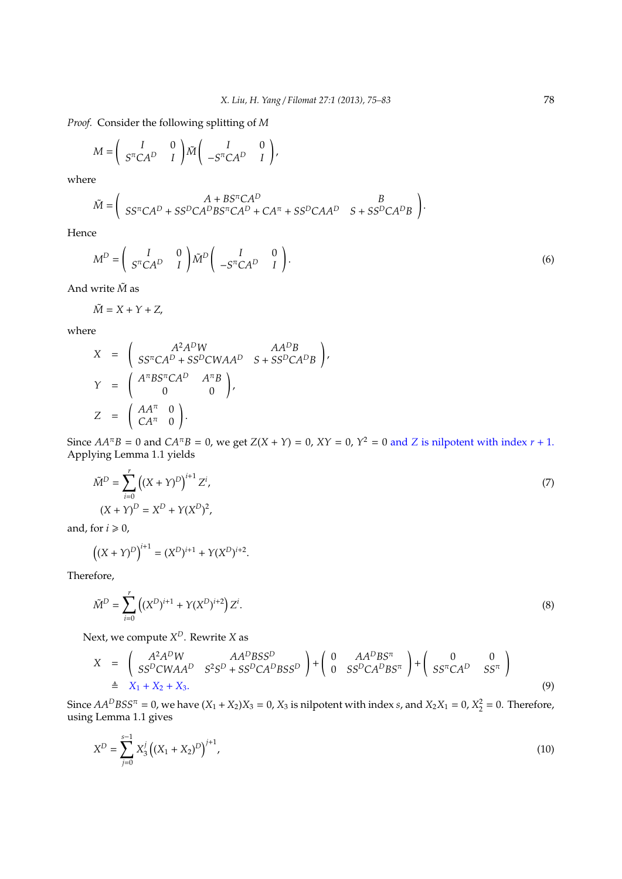*Proof.* Consider the following splitting of $M$

$$M = \begin{pmatrix} I & 0 \\ S^\pi CA^D & I \end{pmatrix} \tilde{M} \begin{pmatrix} I & 0 \\ -S^\pi CA^D & I \end{pmatrix},$$

where

$$\tilde{M} = \begin{pmatrix} A + BS^\pi CA^D & B \\ SS^\pi CA^D + SS^D CA^D BS^\pi CA^D + CA^\pi + SS^D CAA^D & S + SS^D CA^D B \end{pmatrix}.$$

Hence

$$M^D = \begin{pmatrix} I & 0 \\ S^\pi CA^D & I \end{pmatrix} \tilde{M}^D \begin{pmatrix} I & 0 \\ -S^\pi CA^D & I \end{pmatrix}. \tag{6}$$

And write $\tilde{M}$ as

$$\tilde{M} = X + Y + Z,$$

where

$$\begin{aligned} X &= \begin{pmatrix} A^2 A^D W & AA^D B \\ SS^\pi CA^D + SS^D CWAA^D & S + SS^D CA^D B \end{pmatrix}, \\ Y &= \begin{pmatrix} A^\pi BS^\pi CA^D & A^\pi B \\ 0 & 0 \end{pmatrix}, \\ Z &= \begin{pmatrix} AA^\pi & 0 \\ CA^\pi & 0 \end{pmatrix}. \end{aligned}$$

Since $AA^\pi B = 0$ and $CA^\pi B = 0$, we get $Z(X+Y) = 0$, $XY = 0$, $Y^2 = 0$ and $Z$ is nilpotent with index $r+1$. Applying Lemma 1.1 yields

$$\tilde{M}^D = \sum_{i=0}^{r} \left( (X+Y)^D \right)^{i+1} Z^i, \tag{7}$$

$$(X+Y)^D = X^D + Y(X^D)^2,$$

and, for $i \geqslant 0$,

$$\left( (X+Y)^D \right)^{i+1} = (X^D)^{i+1} + Y(X^D)^{i+2}.$$

Therefore,

$$\tilde{M}^D = \sum_{i=0}^{r} \left( (X^D)^{i+1} + Y(X^D)^{i+2} \right) Z^i. \tag{8}$$

Next, we compute $X^D$. Rewrite $X$ as

$$\begin{aligned} X &= \begin{pmatrix} A^2 A^D W & AA^D BSS^D \\ SS^D CWAA^D & S^2 S^D + SS^D CA^D BSS^D \end{pmatrix} + \begin{pmatrix} 0 & AA^D BS^\pi \\ 0 & SS^D CA^D BS^\pi \end{pmatrix} + \begin{pmatrix} 0 & 0 \\ SS^\pi CA^D & SS^\pi \end{pmatrix} \\ &\triangleq X_1 + X_2 + X_3. \end{aligned} \tag{9}$$

Since $AA^D BSS^\pi = 0$, we have $(X_1 + X_2)X_3 = 0$, $X_3$ is nilpotent with index $s$, and $X_2 X_1 = 0$, $X_2^2 = 0$. Therefore, using Lemma 1.1 gives

$$X^D = \sum_{j=0}^{s-1} X_3^j \left( (X_1 + X_2)^D \right)^{j+1}, \tag{10}$$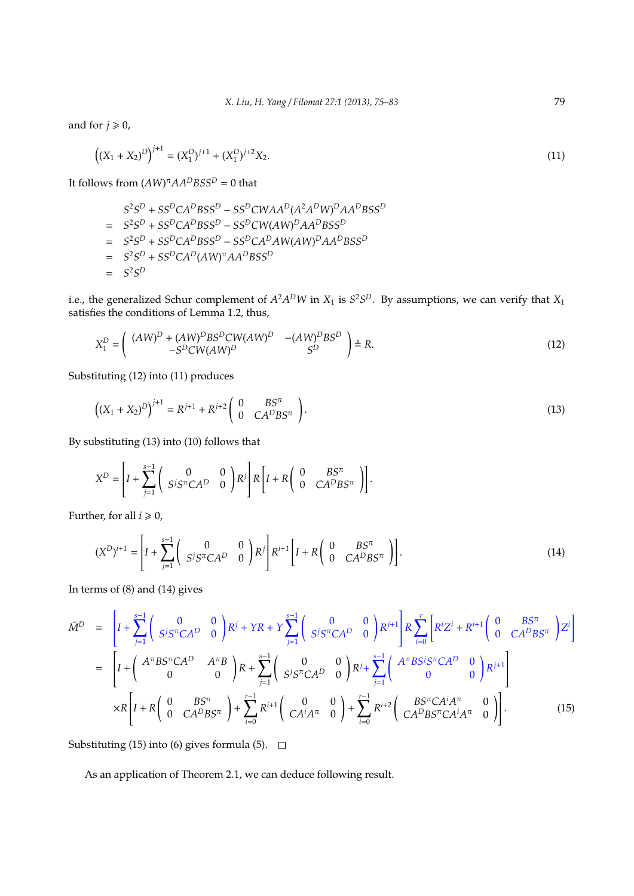and for $j \geqslant 0$,

$$\left((X_1 + X_2)^D\right)^{j+1} = (X_1^D)^{j+1} + (X_1^D)^{j+2} X_2. \tag{11}$$

It follows from $(AW)^\pi AA^D BSS^D = 0$ that

$$\begin{aligned}
& S^2S^D + SS^DCA^DBSS^D - SS^DCWAA^D(A^2A^DW)^DAA^DBSS^D \\
= \; & S^2S^D + SS^DCA^DBSS^D - SS^DCW(AW)^DAA^DBSS^D \\
= \; & S^2S^D + SS^DCA^DBSS^D - SS^DCA^DAW(AW)^DAA^DBSS^D \\
= \; & S^2S^D + SS^DCA^D(AW)^\pi AA^DBSS^D \\
= \; & S^2S^D
\end{aligned}$$

i.e., the generalized Schur complement of $A^2A^DW$ in $X_1$ is $S^2S^D$. By assumptions, we can verify that $X_1$ satisfies the conditions of Lemma 1.2, thus,

$$X_1^D = \begin{pmatrix} (AW)^D + (AW)^DBS^DCW(AW)^D & -(AW)^DBS^D \\ -S^DCW(AW)^D & S^D \end{pmatrix} \triangleq R. \tag{12}$$

Substituting (12) into (11) produces

$$\left((X_1 + X_2)^D\right)^{j+1} = R^{j+1} + R^{j+2} \begin{pmatrix} 0 & BS^\pi \\ 0 & CA^DBS^\pi \end{pmatrix}. \tag{13}$$

By substituting (13) into (10) follows that

$$X^D = \left[ I + \sum_{j=1}^{s-1} \begin{pmatrix} 0 & 0 \\ S^jS^\pi CA^D & 0 \end{pmatrix} R^j \right] R \left[ I + R \begin{pmatrix} 0 & BS^\pi \\ 0 & CA^DBS^\pi \end{pmatrix} \right].$$

Further, for all $i \geqslant 0$,

$$(X^D)^{i+1} = \left[ I + \sum_{j=1}^{s-1} \begin{pmatrix} 0 & 0 \\ S^jS^\pi CA^D & 0 \end{pmatrix} R^j \right] R^{i+1} \left[ I + R \begin{pmatrix} 0 & BS^\pi \\ 0 & CA^DBS^\pi \end{pmatrix} \right]. \tag{14}$$

In terms of (8) and (14) gives

$$\begin{aligned}
\tilde{M}^D = \; & \left[ I + \sum_{j=1}^{s-1} \begin{pmatrix} 0 & 0 \\ S^jS^\pi CA^D & 0 \end{pmatrix} R^j + YR + Y \sum_{j=1}^{s-1} \begin{pmatrix} 0 & 0 \\ S^jS^\pi CA^D & 0 \end{pmatrix} R^{j+1} \right] R \sum_{i=0}^{r} \left[ R^iZ^i + R^{i+1} \begin{pmatrix} 0 & BS^\pi \\ 0 & CA^DBS^\pi \end{pmatrix} Z^i \right] \\
= \; & \left[ I + \begin{pmatrix} A^\pi BS^\pi CA^D & A^\pi B \\ 0 & 0 \end{pmatrix} R + \sum_{j=1}^{s-1} \begin{pmatrix} 0 & 0 \\ S^jS^\pi CA^D & 0 \end{pmatrix} R^j + \sum_{j=1}^{s-1} \begin{pmatrix} A^\pi BS^jS^\pi CA^D & 0 \\ 0 & 0 \end{pmatrix} R^{j+1} \right] \\
& \times R \left[ I + R \begin{pmatrix} 0 & BS^\pi \\ 0 & CA^DBS^\pi \end{pmatrix} + \sum_{i=0}^{r-1} R^{i+1} \begin{pmatrix} 0 & 0 \\ CA^iA^\pi & 0 \end{pmatrix} + \sum_{i=0}^{r-1} R^{i+2} \begin{pmatrix} BS^\pi CA^iA^\pi & 0 \\ CA^DBS^\pi CA^iA^\pi & 0 \end{pmatrix} \right].
\end{aligned} \tag{15}$$

Substituting (15) into (6) gives formula (5). $\square$

As an application of Theorem 2.1, we can deduce following result.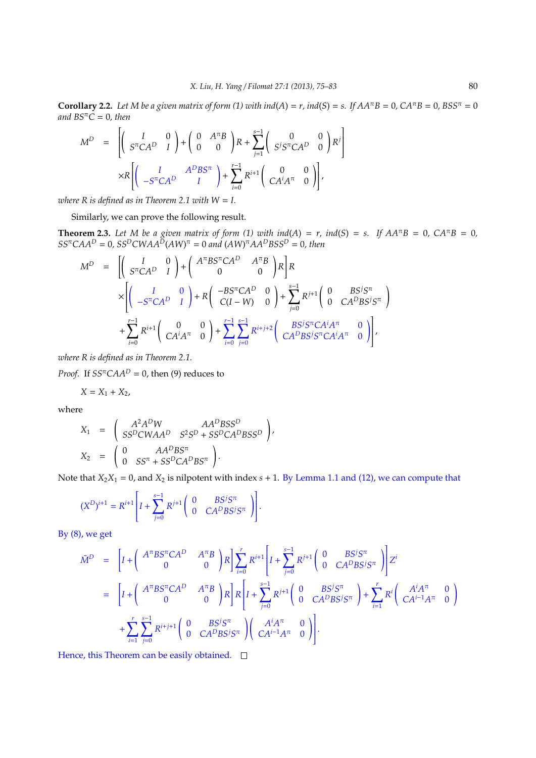**Corollary 2.2.** *Let $M$ be a given matrix of form (1) with $ind(A) = r$, $ind(S) = s$. If $AA^{\pi}B = 0$, $CA^{\pi}B = 0$, $BSS^{\pi} = 0$ and $BS^{\pi}C = 0$, then*

$$
\begin{aligned}
M^D &= \left[\begin{pmatrix} I & 0 \\ S^{\pi}CA^D & I \end{pmatrix} + \begin{pmatrix} 0 & A^{\pi}B \\ 0 & 0 \end{pmatrix} R + \sum_{j=1}^{s-1} \begin{pmatrix} 0 & 0 \\ S^j S^{\pi} CA^D & 0 \end{pmatrix} R^j \right] \\
&\quad \times R\left[\begin{pmatrix} I & A^D BS^{\pi} \\ -S^{\pi}CA^D & I \end{pmatrix} + \sum_{i=0}^{r-1} R^{i+1} \begin{pmatrix} 0 & 0 \\ CA^i A^{\pi} & 0 \end{pmatrix}\right],
\end{aligned}
$$

*where $R$ is defined as in Theorem 2.1 with $W = I$.*

Similarly, we can prove the following result.

**Theorem 2.3.** *Let $M$ be a given matrix of form (1) with $ind(A) = r$, $ind(S) = s$. If $AA^{\pi}B = 0$, $CA^{\pi}B = 0$, $SS^{\pi}CAA^D = 0$, $SS^D CWAA^D (AW)^{\pi} = 0$ and $(AW)^{\pi} AA^D BSS^D = 0$, then*

$$
\begin{aligned}
M^D &= \left[\begin{pmatrix} I & 0 \\ S^{\pi}CA^D & I \end{pmatrix} + \begin{pmatrix} A^{\pi}BS^{\pi}CA^D & A^{\pi}B \\ 0 & 0 \end{pmatrix} R\right] R \\
&\quad \times \left[\begin{pmatrix} I & 0 \\ -S^{\pi}CA^D & I \end{pmatrix} + R\begin{pmatrix} -BS^{\pi}CA^D & 0 \\ C(I-W) & 0 \end{pmatrix} + \sum_{j=0}^{s-1} R^{j+1} \begin{pmatrix} 0 & BS^j S^{\pi} \\ 0 & CA^D BS^j S^{\pi} \end{pmatrix}\right. \\
&\quad \left. + \sum_{i=0}^{r-1} R^{i+1} \begin{pmatrix} 0 & 0 \\ CA^i A^{\pi} & 0 \end{pmatrix} + \sum_{i=0}^{r-1}\sum_{j=0}^{s-1} R^{i+j+2} \begin{pmatrix} BS^j S^{\pi} CA^i A^{\pi} & 0 \\ CA^D BS^j S^{\pi} CA^i A^{\pi} & 0 \end{pmatrix}\right],
\end{aligned}
$$

*where $R$ is defined as in Theorem 2.1.*

*Proof.* If $SS^{\pi}CAA^D = 0$, then (9) reduces to

$$X = X_1 + X_2,$$

where

$$
\begin{aligned}
X_1 &= \begin{pmatrix} A^2 A^D W & AA^D BSS^D \\ SS^D CWAA^D & S^2 S^D + SS^D CA^D BSS^D \end{pmatrix}, \\
X_2 &= \begin{pmatrix} 0 & AA^D BS^{\pi} \\ 0 & SS^{\pi} + SS^D CA^D BS^{\pi} \end{pmatrix}.
\end{aligned}
$$

Note that $X_2 X_1 = 0$, and $X_2$ is nilpotent with index $s + 1$. By Lemma 1.1 and (12), we can compute that

$$(X^D)^{i+1} = R^{i+1}\left[I + \sum_{j=0}^{s-1} R^{j+1} \begin{pmatrix} 0 & BS^j S^{\pi} \\ 0 & CA^D BS^j S^{\pi} \end{pmatrix}\right].$$

By (8), we get

$$
\begin{aligned}
\tilde{M}^D &= \left[I + \begin{pmatrix} A^{\pi}BS^{\pi}CA^D & A^{\pi}B \\ 0 & 0 \end{pmatrix} R\right] \sum_{i=0}^{r} R^{i+1} \left[I + \sum_{j=0}^{s-1} R^{j+1} \begin{pmatrix} 0 & BS^j S^{\pi} \\ 0 & CA^D BS^j S^{\pi} \end{pmatrix}\right] Z^i \\
&= \left[I + \begin{pmatrix} A^{\pi}BS^{\pi}CA^D & A^{\pi}B \\ 0 & 0 \end{pmatrix} R\right] R \left[I + \sum_{j=0}^{s-1} R^{j+1} \begin{pmatrix} 0 & BS^j S^{\pi} \\ 0 & CA^D BS^j S^{\pi} \end{pmatrix} + \sum_{i=1}^{r} R^i \begin{pmatrix} A^i A^{\pi} & 0 \\ CA^{i-1} A^{\pi} & 0 \end{pmatrix}\right. \\
&\quad \left. + \sum_{i=1}^{r}\sum_{j=0}^{s-1} R^{i+j+1} \begin{pmatrix} 0 & BS^j S^{\pi} \\ 0 & CA^D BS^j S^{\pi} \end{pmatrix}\begin{pmatrix} A^i A^{\pi} & 0 \\ CA^{i-1} A^{\pi} & 0 \end{pmatrix}\right].
\end{aligned}
$$

Hence, this Theorem can be easily obtained. $\square$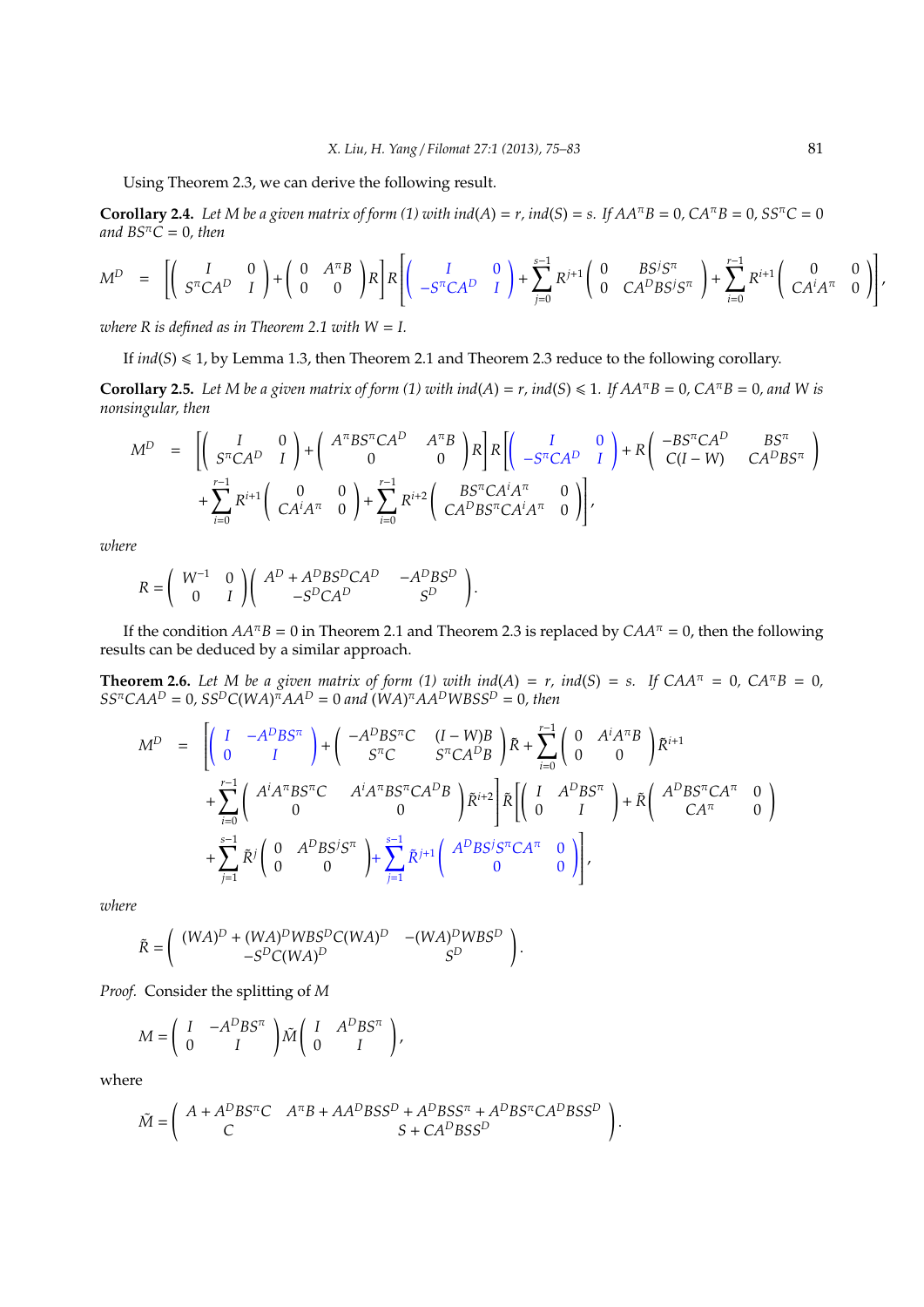Using Theorem 2.3, we can derive the following result.

**Corollary 2.4.** *Let $M$ be a given matrix of form (1) with $ind(A) = r$, $ind(S) = s$. If $AA^{\pi}B = 0$, $CA^{\pi}B = 0$, $SS^{\pi}C = 0$ and $BS^{\pi}C = 0$, then*

$$M^D = \left[\begin{pmatrix} I & 0 \\ S^{\pi}CA^D & I \end{pmatrix} + \begin{pmatrix} 0 & A^{\pi}B \\ 0 & 0 \end{pmatrix} R\right] R \left[\begin{pmatrix} I & 0 \\ -S^{\pi}CA^D & I \end{pmatrix} + \sum_{j=0}^{s-1} R^{j+1} \begin{pmatrix} 0 & BS^jS^{\pi} \\ 0 & CA^DBS^jS^{\pi} \end{pmatrix} + \sum_{i=0}^{r-1} R^{i+1} \begin{pmatrix} 0 & 0 \\ CA^iA^{\pi} & 0 \end{pmatrix}\right],$$

*where $R$ is defined as in Theorem 2.1 with $W = I$.*

If $ind(S) \leqslant 1$, by Lemma 1.3, then Theorem 2.1 and Theorem 2.3 reduce to the following corollary.

**Corollary 2.5.** *Let $M$ be a given matrix of form (1) with $ind(A) = r$, $ind(S) \leqslant 1$. If $AA^{\pi}B = 0$, $CA^{\pi}B = 0$, and $W$ is nonsingular, then*

$$\begin{aligned} M^D = & \left[\begin{pmatrix} I & 0 \\ S^{\pi}CA^D & I \end{pmatrix} + \begin{pmatrix} A^{\pi}BS^{\pi}CA^D & A^{\pi}B \\ 0 & 0 \end{pmatrix} R\right] R \left[\begin{pmatrix} I & 0 \\ -S^{\pi}CA^D & I \end{pmatrix} + R \begin{pmatrix} -BS^{\pi}CA^D & BS^{\pi} \\ C(I-W) & CA^DBS^{\pi} \end{pmatrix}\right. \\ & \left. + \sum_{i=0}^{r-1} R^{i+1} \begin{pmatrix} 0 & 0 \\ CA^iA^{\pi} & 0 \end{pmatrix} + \sum_{i=0}^{r-1} R^{i+2} \begin{pmatrix} BS^{\pi}CA^iA^{\pi} & 0 \\ CA^DBS^{\pi}CA^iA^{\pi} & 0 \end{pmatrix}\right], \end{aligned}$$

*where*

$$R = \begin{pmatrix} W^{-1} & 0 \\ 0 & I \end{pmatrix} \begin{pmatrix} A^D + A^DBS^DCA^D & -A^DBS^D \\ -S^DCA^D & S^D \end{pmatrix}.$$

If the condition $AA^{\pi}B = 0$ in Theorem 2.1 and Theorem 2.3 is replaced by $CAA^{\pi} = 0$, then the following results can be deduced by a similar approach.

**Theorem 2.6.** *Let $M$ be a given matrix of form (1) with $ind(A) = r$, $ind(S) = s$. If $CAA^{\pi} = 0$, $CA^{\pi}B = 0$, $SS^{\pi}CAA^D = 0$, $SS^DC(WA)^{\pi}AA^D = 0$ and $(WA)^{\pi}AA^DWBSS^D = 0$, then*

$$\begin{aligned} M^D = & \left[\begin{pmatrix} I & -A^DBS^{\pi} \\ 0 & I \end{pmatrix} + \begin{pmatrix} -A^DBS^{\pi}C & (I-W)B \\ S^{\pi}C & S^{\pi}CA^DB \end{pmatrix} \tilde{R} + \sum_{i=0}^{r-1} \begin{pmatrix} 0 & A^iA^{\pi}B \\ 0 & 0 \end{pmatrix} \tilde{R}^{i+1}\right. \\ & \left. + \sum_{i=0}^{r-1} \begin{pmatrix} A^iA^{\pi}BS^{\pi}C & A^iA^{\pi}BS^{\pi}CA^DB \\ 0 & 0 \end{pmatrix} \tilde{R}^{i+2}\right] \tilde{R} \left[\begin{pmatrix} I & A^DBS^{\pi} \\ 0 & I \end{pmatrix} + \tilde{R} \begin{pmatrix} A^DBS^{\pi}CA^{\pi} & 0 \\ CA^{\pi} & 0 \end{pmatrix}\right. \\ & \left. + \sum_{j=1}^{s-1} \tilde{R}^j \begin{pmatrix} 0 & A^DBS^jS^{\pi} \\ 0 & 0 \end{pmatrix} + \sum_{j=1}^{s-1} \tilde{R}^{j+1} \begin{pmatrix} A^DBS^jS^{\pi}CA^{\pi} & 0 \\ 0 & 0 \end{pmatrix}\right], \end{aligned}$$

*where*

$$\tilde{R} = \begin{pmatrix} (WA)^D + (WA)^DWBS^DC(WA)^D & -(WA)^DWBS^D \\ -S^DC(WA)^D & S^D \end{pmatrix}.$$

*Proof.* Consider the splitting of $M$

$$M = \begin{pmatrix} I & -A^DBS^{\pi} \\ 0 & I \end{pmatrix} \tilde{M} \begin{pmatrix} I & A^DBS^{\pi} \\ 0 & I \end{pmatrix},$$

where

$$\tilde{M} = \begin{pmatrix} A + A^DBS^{\pi}C & A^{\pi}B + AA^DBSS^D + A^DBSS^{\pi} + A^DBS^{\pi}CA^DBSS^D \\ C & S + CA^DBSS^D \end{pmatrix}.$$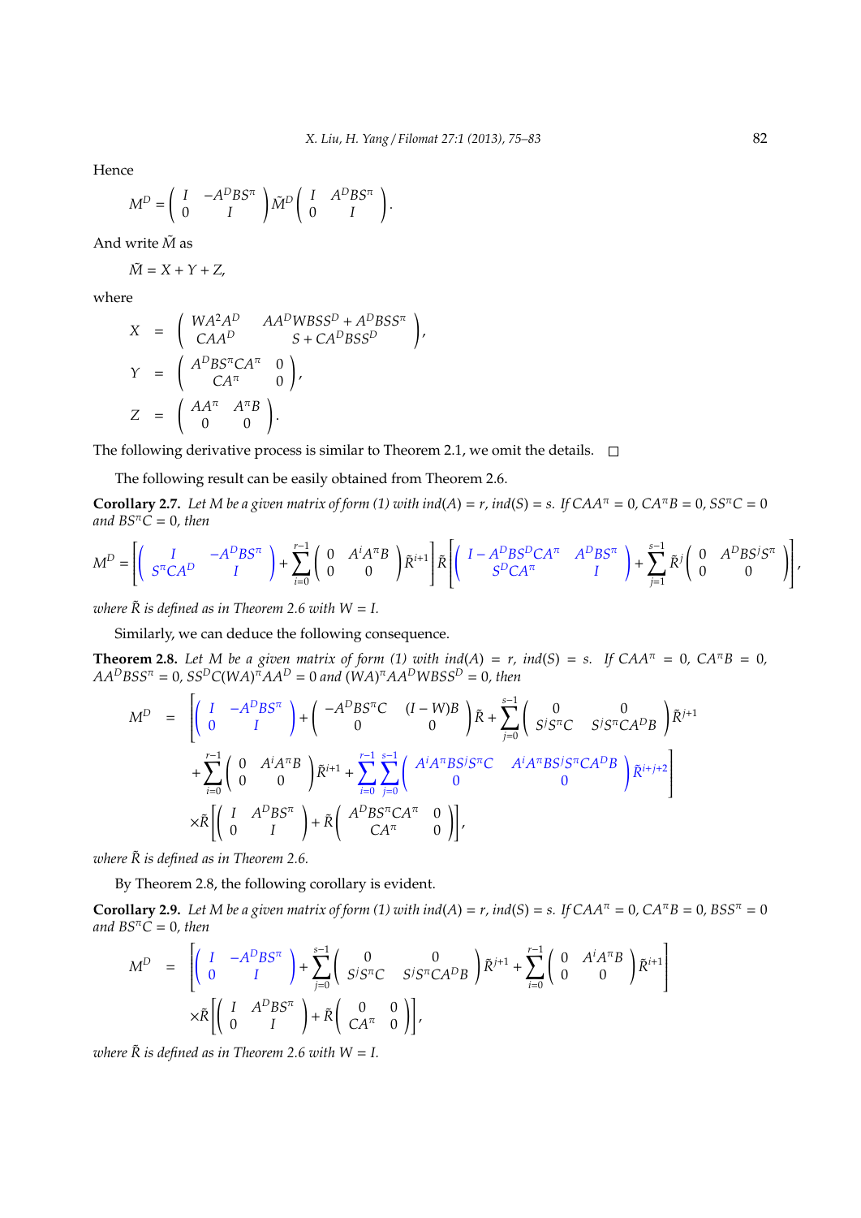Hence

$$M^D = \begin{pmatrix} I & -A^DBS^\pi \\ 0 & I \end{pmatrix} \tilde{M}^D \begin{pmatrix} I & A^DBS^\pi \\ 0 & I \end{pmatrix}.$$

And write $\tilde{M}$ as

$$\tilde{M} = X + Y + Z,$$

where

$$X = \begin{pmatrix} WA^2A^D & AA^DWBSS^D + A^DBSS^\pi \\ CAA^D & S + CA^DBSS^D \end{pmatrix},$$

$$Y = \begin{pmatrix} A^DBS^\pi CA^\pi & 0 \\ CA^\pi & 0 \end{pmatrix},$$

$$Z = \begin{pmatrix} AA^\pi & A^\pi B \\ 0 & 0 \end{pmatrix}.$$

The following derivative process is similar to Theorem 2.1, we omit the details. □

The following result can be easily obtained from Theorem 2.6.

**Corollary 2.7.** *Let $M$ be a given matrix of form (1) with $ind(A) = r$, $ind(S) = s$. If $CAA^\pi = 0$, $CA^\pi B = 0$, $SS^\pi C = 0$ and $BS^\pi C = 0$, then*

$$M^D = \left[\begin{pmatrix} I & -A^DBS^\pi \\ S^\pi CA^D & I \end{pmatrix} + \sum_{i=0}^{r-1}\begin{pmatrix} 0 & A^iA^\pi B \\ 0 & 0 \end{pmatrix}\tilde{R}^{i+1}\right]\tilde{R}\left[\begin{pmatrix} I - A^DBS^DCA^\pi & A^DBS^\pi \\ S^DCA^\pi & I \end{pmatrix} + \sum_{j=1}^{s-1}\tilde{R}^j\begin{pmatrix} 0 & A^DBS^jS^\pi \\ 0 & 0 \end{pmatrix}\right],$$

*where $\tilde{R}$ is defined as in Theorem 2.6 with $W = I$.*

Similarly, we can deduce the following consequence.

**Theorem 2.8.** *Let $M$ be a given matrix of form (1) with $ind(A) = r$, $ind(S) = s$. If $CAA^\pi = 0$, $CA^\pi B = 0$, $AA^DBSS^\pi = 0$, $SS^DC(WA)^\pi AA^D = 0$ and $(WA)^\pi AA^DWBSS^D = 0$, then*

$$\begin{aligned} M^D = &\left[\begin{pmatrix} I & -A^DBS^\pi \\ 0 & I \end{pmatrix} + \begin{pmatrix} -A^DBS^\pi C & (I-W)B \\ 0 & 0 \end{pmatrix}\tilde{R} + \sum_{j=0}^{s-1}\begin{pmatrix} 0 & 0 \\ S^jS^\pi C & S^jS^\pi CA^DB \end{pmatrix}\tilde{R}^{j+1}\right. \\ &\left. + \sum_{i=0}^{r-1}\begin{pmatrix} 0 & A^iA^\pi B \\ 0 & 0 \end{pmatrix}\tilde{R}^{i+1} + \sum_{i=0}^{r-1}\sum_{j=0}^{s-1}\begin{pmatrix} A^iA^\pi BS^jS^\pi C & A^iA^\pi BS^jS^\pi CA^DB \\ 0 & 0 \end{pmatrix}\tilde{R}^{i+j+2}\right] \\ &\times\tilde{R}\left[\begin{pmatrix} I & A^DBS^\pi \\ 0 & I \end{pmatrix} + \tilde{R}\begin{pmatrix} A^DBS^\pi CA^\pi & 0 \\ CA^\pi & 0 \end{pmatrix}\right], \end{aligned}$$

*where $\tilde{R}$ is defined as in Theorem 2.6.*

By Theorem 2.8, the following corollary is evident.

**Corollary 2.9.** *Let $M$ be a given matrix of form (1) with $ind(A) = r$, $ind(S) = s$. If $CAA^\pi = 0$, $CA^\pi B = 0$, $BSS^\pi = 0$ and $BS^\pi C = 0$, then*

$$\begin{aligned} M^D = &\left[\begin{pmatrix} I & -A^DBS^\pi \\ 0 & I \end{pmatrix} + \sum_{j=0}^{s-1}\begin{pmatrix} 0 & 0 \\ S^jS^\pi C & S^jS^\pi CA^DB \end{pmatrix}\tilde{R}^{j+1} + \sum_{i=0}^{r-1}\begin{pmatrix} 0 & A^iA^\pi B \\ 0 & 0 \end{pmatrix}\tilde{R}^{i+1}\right] \\ &\times\tilde{R}\left[\begin{pmatrix} I & A^DBS^\pi \\ 0 & I \end{pmatrix} + \tilde{R}\begin{pmatrix} 0 & 0 \\ CA^\pi & 0 \end{pmatrix}\right], \end{aligned}$$

*where $\tilde{R}$ is defined as in Theorem 2.6 with $W = I$.*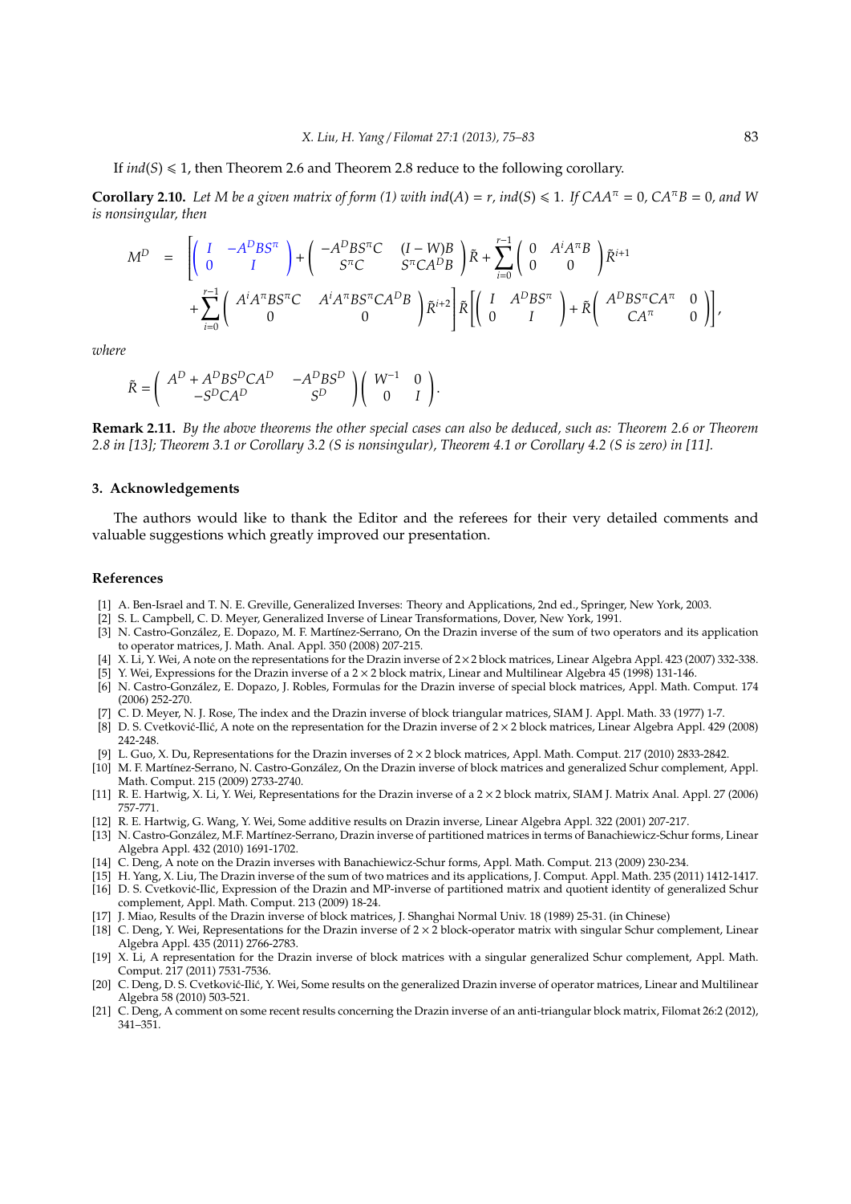If $ind(S) \leqslant 1$, then Theorem 2.6 and Theorem 2.8 reduce to the following corollary.

**Corollary 2.10.** *Let $M$ be a given matrix of form (1) with $ind(A) = r$, $ind(S) \leqslant 1$. If $CAA^{\pi} = 0$, $CA^{\pi}B = 0$, and $W$ is nonsingular, then*

$$
\begin{aligned}
M^D = & \left[ \begin{pmatrix} I & -A^D BS^{\pi} \\ 0 & I \end{pmatrix} + \begin{pmatrix} -A^D BS^{\pi} C & (I-W)B \\ S^{\pi} C & S^{\pi} CA^D B \end{pmatrix} \tilde{R} + \sum_{i=0}^{r-1} \begin{pmatrix} 0 & A^i A^{\pi} B \\ 0 & 0 \end{pmatrix} \tilde{R}^{i+1} \right. \\
& \left. + \sum_{i=0}^{r-1} \begin{pmatrix} A^i A^{\pi} BS^{\pi} C & A^i A^{\pi} BS^{\pi} CA^D B \\ 0 & 0 \end{pmatrix} \tilde{R}^{i+2} \right] \tilde{R} \left[ \begin{pmatrix} I & A^D BS^{\pi} \\ 0 & I \end{pmatrix} + \tilde{R} \begin{pmatrix} A^D BS^{\pi} CA^{\pi} & 0 \\ CA^{\pi} & 0 \end{pmatrix} \right],
\end{aligned}
$$

*where*

$$
\tilde{R} = \begin{pmatrix} A^D + A^D BS^D CA^D & -A^D BS^D \\ -S^D CA^D & S^D \end{pmatrix} \begin{pmatrix} W^{-1} & 0 \\ 0 & I \end{pmatrix}.
$$

**Remark 2.11.** *By the above theorems the other special cases can also be deduced, such as: Theorem 2.6 or Theorem 2.8 in [13]; Theorem 3.1 or Corollary 3.2 ($S$ is nonsingular), Theorem 4.1 or Corollary 4.2 ($S$ is zero) in [11].*

## 3. Acknowledgements

The authors would like to thank the Editor and the referees for their very detailed comments and valuable suggestions which greatly improved our presentation.

## References

[1] A. Ben-Israel and T. N. E. Greville, Generalized Inverses: Theory and Applications, 2nd ed., Springer, New York, 2003.

[2] S. L. Campbell, C. D. Meyer, Generalized Inverse of Linear Transformations, Dover, New York, 1991.

[3] N. Castro-González, E. Dopazo, M. F. Martínez-Serrano, On the Drazin inverse of the sum of two operators and its application to operator matrices, J. Math. Anal. Appl. 350 (2008) 207-215.

[4] X. Li, Y. Wei, A note on the representations for the Drazin inverse of 2×2 block matrices, Linear Algebra Appl. 423 (2007) 332-338.

[5] Y. Wei, Expressions for the Drazin inverse of a 2 × 2 block matrix, Linear and Multilinear Algebra 45 (1998) 131-146.

[6] N. Castro-González, E. Dopazo, J. Robles, Formulas for the Drazin inverse of special block matrices, Appl. Math. Comput. 174 (2006) 252-270.

[7] C. D. Meyer, N. J. Rose, The index and the Drazin inverse of block triangular matrices, SIAM J. Appl. Math. 33 (1977) 1-7.

[8] D. S. Cvetković-Ilić, A note on the representation for the Drazin inverse of 2 × 2 block matrices, Linear Algebra Appl. 429 (2008) 242-248.

[9] L. Guo, X. Du, Representations for the Drazin inverses of 2 × 2 block matrices, Appl. Math. Comput. 217 (2010) 2833-2842.

[10] M. F. Martínez-Serrano, N. Castro-González, On the Drazin inverse of block matrices and generalized Schur complement, Appl. Math. Comput. 215 (2009) 2733-2740.

[11] R. E. Hartwig, X. Li, Y. Wei, Representations for the Drazin inverse of a 2 × 2 block matrix, SIAM J. Matrix Anal. Appl. 27 (2006) 757-771.

[12] R. E. Hartwig, G. Wang, Y. Wei, Some additive results on Drazin inverse, Linear Algebra Appl. 322 (2001) 207-217.

[13] N. Castro-González, M.F. Martínez-Serrano, Drazin inverse of partitioned matrices in terms of Banachiewicz-Schur forms, Linear Algebra Appl. 432 (2010) 1691-1702.

[14] C. Deng, A note on the Drazin inverses with Banachiewicz-Schur forms, Appl. Math. Comput. 213 (2009) 230-234.

[15] H. Yang, X. Liu, The Drazin inverse of the sum of two matrices and its applications, J. Comput. Appl. Math. 235 (2011) 1412-1417.

[16] D. S. Cvetković-Ilić, Expression of the Drazin and MP-inverse of partitioned matrix and quotient identity of generalized Schur complement, Appl. Math. Comput. 213 (2009) 18-24.

[17] J. Miao, Results of the Drazin inverse of block matrices, J. Shanghai Normal Univ. 18 (1989) 25-31. (in Chinese)

[18] C. Deng, Y. Wei, Representations for the Drazin inverse of 2 × 2 block-operator matrix with singular Schur complement, Linear Algebra Appl. 435 (2011) 2766-2783.

[19] X. Li, A representation for the Drazin inverse of block matrices with a singular generalized Schur complement, Appl. Math. Comput. 217 (2011) 7531-7536.

[20] C. Deng, D. S. Cvetković-Ilić, Y. Wei, Some results on the generalized Drazin inverse of operator matrices, Linear and Multilinear Algebra 58 (2010) 503-521.

[21] C. Deng, A comment on some recent results concerning the Drazin inverse of an anti-triangular block matrix, Filomat 26:2 (2012), 341–351.